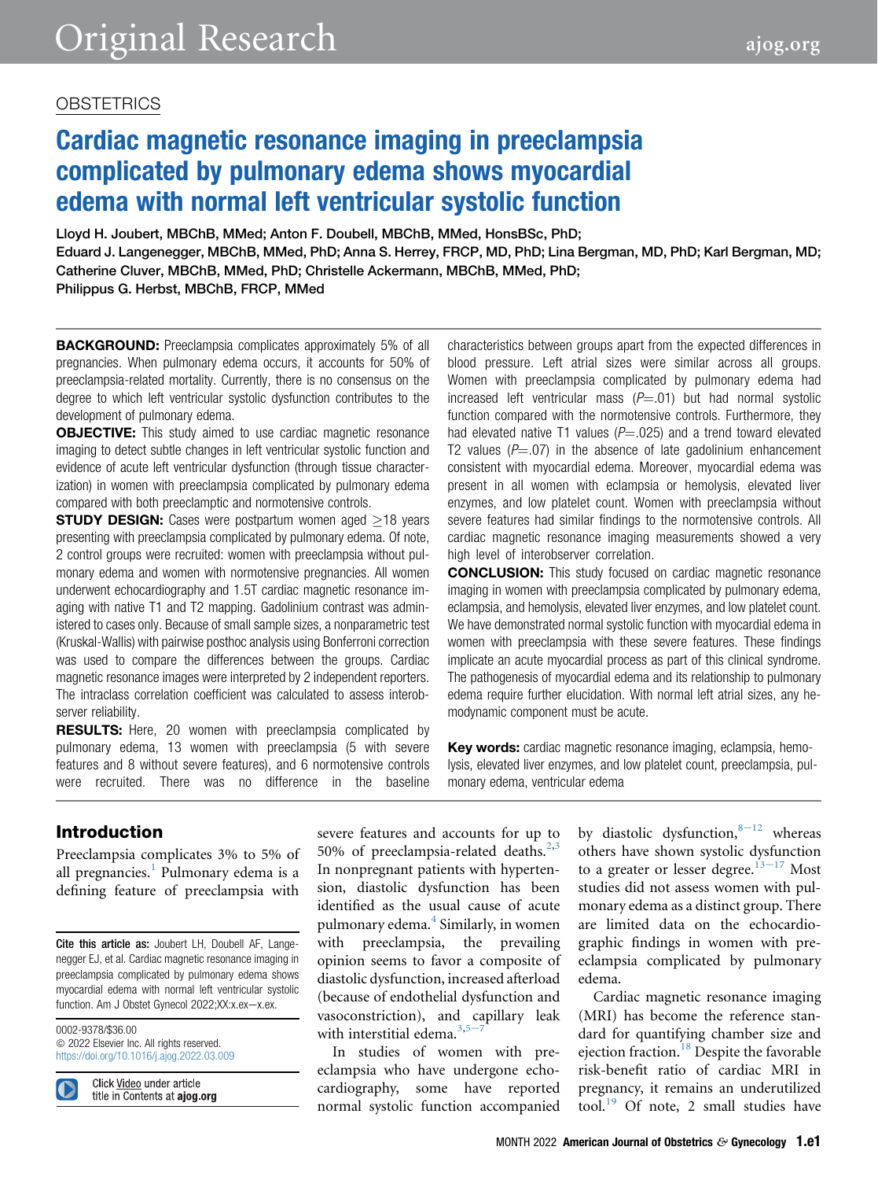OBSTETRICS

# Cardiac magnetic resonance imaging in preeclampsia complicated by pulmonary edema shows myocardial edema with normal left ventricular systolic function

Lloyd H. Joubert, MBChB, MMed; Anton F. Doubell, MBChB, MMed, HonsBSc, PhD; Eduard J. Langenegger, MBChB, MMed, PhD; Anna S. Herrey, FRCP, MD, PhD; Lina Bergman, MD, PhD; Karl Bergman, MD; Catherine Cluver, MBChB, MMed, PhD; Christelle Ackermann, MBChB, MMed, PhD; Philippus G. Herbst, MBChB, FRCP, MMed

**BACKGROUND:** Preeclampsia complicates approximately 5% of all pregnancies. When pulmonary edema occurs, it accounts for 50% of preeclampsia-related mortality. Currently, there is no consensus on the degree to which left ventricular systolic dysfunction contributes to the development of pulmonary edema.

**OBJECTIVE:** This study aimed to use cardiac magnetic resonance imaging to detect subtle changes in left ventricular systolic function and evidence of acute left ventricular dysfunction (through tissue characterization) in women with preeclampsia complicated by pulmonary edema compared with both preeclamptic and normotensive controls.

**STUDY DESIGN:** Cases were postpartum women aged ≥18 years presenting with preeclampsia complicated by pulmonary edema. Of note, 2 control groups were recruited: women with preeclampsia without pulmonary edema and women with normotensive pregnancies. All women underwent echocardiography and 1.5T cardiac magnetic resonance imaging with native T1 and T2 mapping. Gadolinium contrast was administered to cases only. Because of small sample sizes, a nonparametric test (Kruskal-Wallis) with pairwise posthoc analysis using Bonferroni correction was used to compare the differences between the groups. Cardiac magnetic resonance images were interpreted by 2 independent reporters. The intraclass correlation coefficient was calculated to assess interobserver reliability.

**RESULTS:** Here, 20 women with preeclampsia complicated by pulmonary edema, 13 women with preeclampsia (5 with severe features and 8 without severe features), and 6 normotensive controls were recruited. There was no difference in the baseline characteristics between groups apart from the expected differences in blood pressure. Left atrial sizes were similar across all groups. Women with preeclampsia complicated by pulmonary edema had increased left ventricular mass ($P$=.01) but had normal systolic function compared with the normotensive controls. Furthermore, they had elevated native T1 values ($P$=.025) and a trend toward elevated T2 values ($P$=.07) in the absence of late gadolinium enhancement consistent with myocardial edema. Moreover, myocardial edema was present in all women with eclampsia or hemolysis, elevated liver enzymes, and low platelet count. Women with preeclampsia without severe features had similar findings to the normotensive controls. All cardiac magnetic resonance imaging measurements showed a very high level of interobserver correlation.

**CONCLUSION:** This study focused on cardiac magnetic resonance imaging in women with preeclampsia complicated by pulmonary edema, eclampsia, and hemolysis, elevated liver enzymes, and low platelet count. We have demonstrated normal systolic function with myocardial edema in women with preeclampsia with these severe features. These findings implicate an acute myocardial process as part of this clinical syndrome. The pathogenesis of myocardial edema and its relationship to pulmonary edema require further elucidation. With normal left atrial sizes, any hemodynamic component must be acute.

**Key words:** cardiac magnetic resonance imaging, eclampsia, hemolysis, elevated liver enzymes, and low platelet count, preeclampsia, pulmonary edema, ventricular edema

## Introduction

Preeclampsia complicates 3% to 5% of all pregnancies.[1] Pulmonary edema is a defining feature of preeclampsia with severe features and accounts for up to 50% of preeclampsia-related deaths.[2,3] In nonpregnant patients with hypertension, diastolic dysfunction has been identified as the usual cause of acute pulmonary edema.[4] Similarly, in women with preeclampsia, the prevailing opinion seems to favor a composite of diastolic dysfunction, increased afterload (because of endothelial dysfunction and vasoconstriction), and capillary leak with interstitial edema.[3,5–7]

In studies of women with preeclampsia who have undergone echocardiography, some have reported normal systolic function accompanied by diastolic dysfunction,[8–12] whereas others have shown systolic dysfunction to a greater or lesser degree.[13–17] Most studies did not assess women with pulmonary edema as a distinct group. There are limited data on the echocardiographic findings in women with preeclampsia complicated by pulmonary edema.

Cardiac magnetic resonance imaging (MRI) has become the reference standard for quantifying chamber size and ejection fraction.[18] Despite the favorable risk-benefit ratio of cardiac MRI in pregnancy, it remains an underutilized tool.[19] Of note, 2 small studies have

**Cite this article as:** Joubert LH, Doubell AF, Langenegger EJ, et al. Cardiac magnetic resonance imaging in preeclampsia complicated by pulmonary edema shows myocardial edema with normal left ventricular systolic function. Am J Obstet Gynecol 2022;XX:x.ex–x.ex.

0002-9378/$36.00
© 2022 Elsevier Inc. All rights reserved.
https://doi.org/10.1016/j.ajog.2022.03.009

Click Video under article title in Contents at **ajog.org**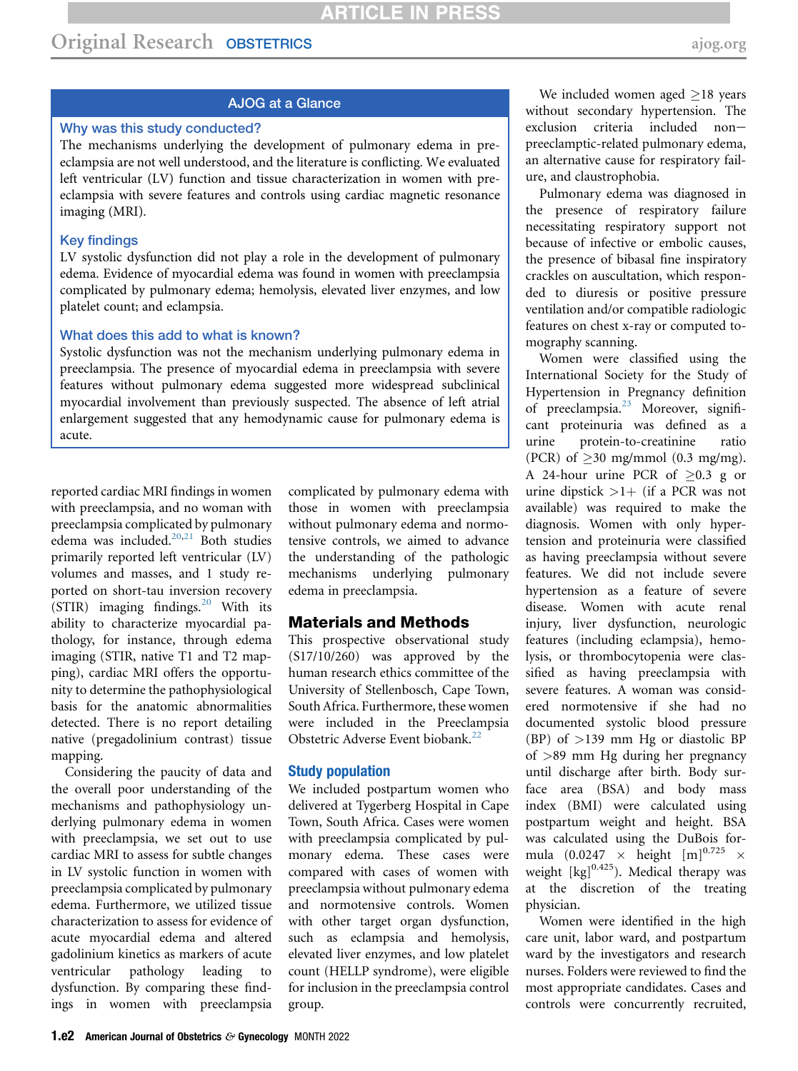## AJOG at a Glance

### Why was this study conducted?

The mechanisms underlying the development of pulmonary edema in preeclampsia are not well understood, and the literature is conflicting. We evaluated left ventricular (LV) function and tissue characterization in women with preeclampsia with severe features and controls using cardiac magnetic resonance imaging (MRI).

### Key findings

LV systolic dysfunction did not play a role in the development of pulmonary edema. Evidence of myocardial edema was found in women with preeclampsia complicated by pulmonary edema; hemolysis, elevated liver enzymes, and low platelet count; and eclampsia.

### What does this add to what is known?

Systolic dysfunction was not the mechanism underlying pulmonary edema in preeclampsia. The presence of myocardial edema in preeclampsia with severe features without pulmonary edema suggested more widespread subclinical myocardial involvement than previously suspected. The absence of left atrial enlargement suggested that any hemodynamic cause for pulmonary edema is acute.

reported cardiac MRI findings in women with preeclampsia, and no woman with preeclampsia complicated by pulmonary edema was included.[20,21] Both studies primarily reported left ventricular (LV) volumes and masses, and 1 study reported on short-tau inversion recovery (STIR) imaging findings.[20] With its ability to characterize myocardial pathology, for instance, through edema imaging (STIR, native T1 and T2 mapping), cardiac MRI offers the opportunity to determine the pathophysiological basis for the anatomic abnormalities detected. There is no report detailing native (pregadolinium contrast) tissue mapping.

Considering the paucity of data and the overall poor understanding of the mechanisms and pathophysiology underlying pulmonary edema in women with preeclampsia, we set out to use cardiac MRI to assess for subtle changes in LV systolic function in women with preeclampsia complicated by pulmonary edema. Furthermore, we utilized tissue characterization to assess for evidence of acute myocardial edema and altered gadolinium kinetics as markers of acute ventricular pathology leading to dysfunction. By comparing these findings in women with preeclampsia complicated by pulmonary edema with those in women with preeclampsia without pulmonary edema and normotensive controls, we aimed to advance the understanding of the pathologic mechanisms underlying pulmonary edema in preeclampsia.

## Materials and Methods

This prospective observational study (S17/10/260) was approved by the human research ethics committee of the University of Stellenbosch, Cape Town, South Africa. Furthermore, these women were included in the Preeclampsia Obstetric Adverse Event biobank.[22]

### Study population

We included postpartum women who delivered at Tygerberg Hospital in Cape Town, South Africa. Cases were women with preeclampsia complicated by pulmonary edema. These cases were compared with cases of women with preeclampsia without pulmonary edema and normotensive controls. Women with other target organ dysfunction, such as eclampsia and hemolysis, elevated liver enzymes, and low platelet count (HELLP syndrome), were eligible for inclusion in the preeclampsia control group.

We included women aged ≥18 years without secondary hypertension. The exclusion criteria included non−preeclamptic-related pulmonary edema, an alternative cause for respiratory failure, and claustrophobia.

Pulmonary edema was diagnosed in the presence of respiratory failure necessitating respiratory support not because of infective or embolic causes, the presence of bibasal fine inspiratory crackles on auscultation, which responded to diuresis or positive pressure ventilation and/or compatible radiologic features on chest x-ray or computed tomography scanning.

Women were classified using the International Society for the Study of Hypertension in Pregnancy definition of preeclampsia.[23] Moreover, significant proteinuria was defined as a urine protein-to-creatinine ratio (PCR) of ≥30 mg/mmol (0.3 mg/mg). A 24-hour urine PCR of ≥0.3 g or urine dipstick >1+ (if a PCR was not available) was required to make the diagnosis. Women with only hypertension and proteinuria were classified as having preeclampsia without severe features. We did not include severe hypertension as a feature of severe disease. Women with acute renal injury, liver dysfunction, neurologic features (including eclampsia), hemolysis, or thrombocytopenia were classified as having preeclampsia with severe features. A woman was considered normotensive if she had no documented systolic blood pressure (BP) of >139 mm Hg or diastolic BP of >89 mm Hg during her pregnancy until discharge after birth. Body surface area (BSA) and body mass index (BMI) were calculated using postpartum weight and height. BSA was calculated using the DuBois formula ($0.0247 \times \text{height [m]}^{0.725} \times \text{weight [kg]}^{0.425}$). Medical therapy was at the discretion of the treating physician.

Women were identified in the high care unit, labor ward, and postpartum ward by the investigators and research nurses. Folders were reviewed to find the most appropriate candidates. Cases and controls were concurrently recruited,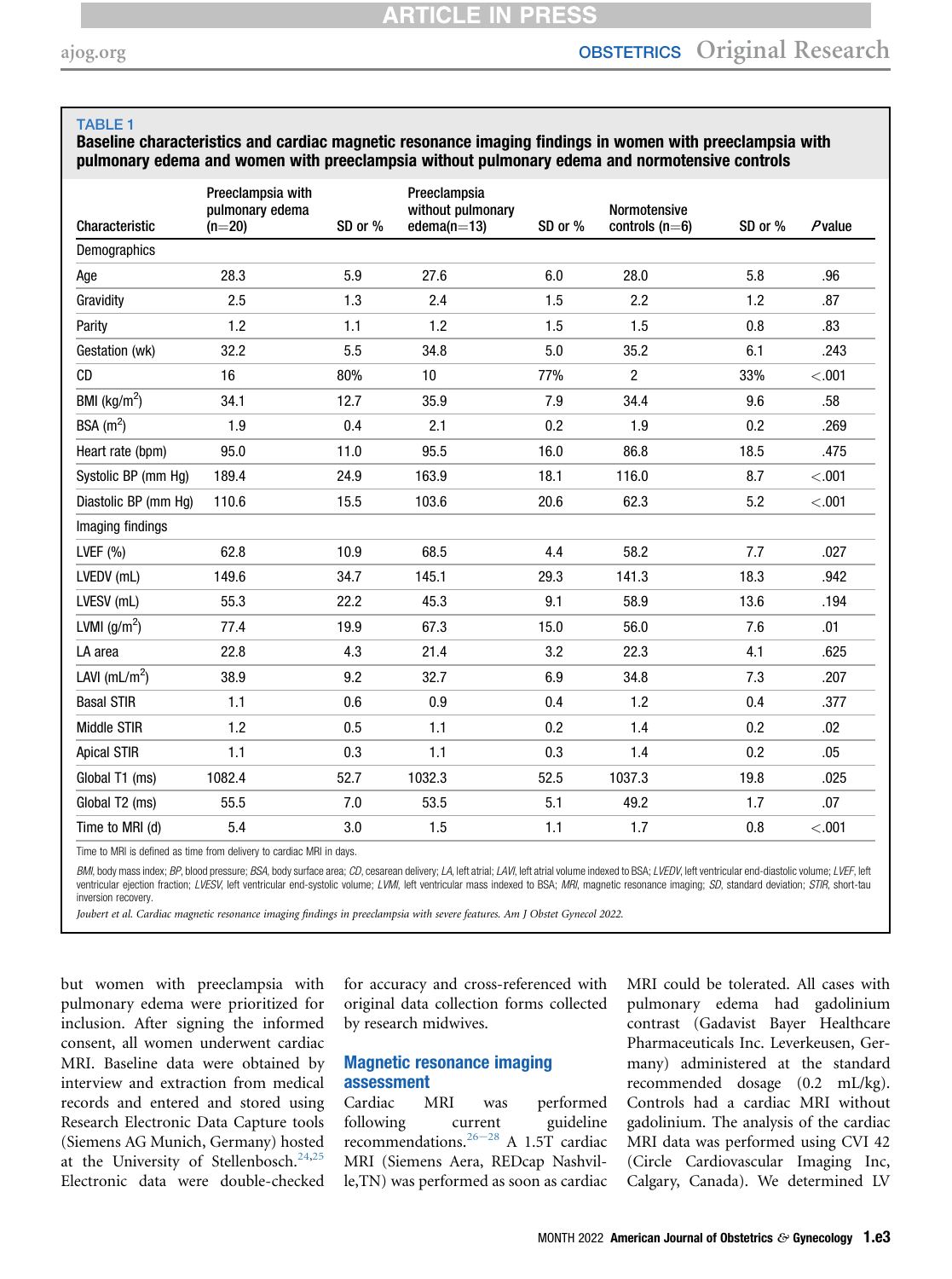**TABLE 1**

**Baseline characteristics and cardiac magnetic resonance imaging findings in women with preeclampsia with pulmonary edema and women with preeclampsia without pulmonary edema and normotensive controls**

| Characteristic | Preeclampsia with pulmonary edema (n=20) | SD or % | Preeclampsia without pulmonary edema(n=13) | SD or % | Normotensive controls (n=6) | SD or % | *P* value |
|---|---|---|---|---|---|---|---|
| Demographics | | | | | | | |
| Age | 28.3 | 5.9 | 27.6 | 6.0 | 28.0 | 5.8 | .96 |
| Gravidity | 2.5 | 1.3 | 2.4 | 1.5 | 2.2 | 1.2 | .87 |
| Parity | 1.2 | 1.1 | 1.2 | 1.5 | 1.5 | 0.8 | .83 |
| Gestation (wk) | 32.2 | 5.5 | 34.8 | 5.0 | 35.2 | 6.1 | .243 |
| CD | 16 | 80% | 10 | 77% | 2 | 33% | <.001 |
| BMI (kg/m$^2$) | 34.1 | 12.7 | 35.9 | 7.9 | 34.4 | 9.6 | .58 |
| BSA (m$^2$) | 1.9 | 0.4 | 2.1 | 0.2 | 1.9 | 0.2 | .269 |
| Heart rate (bpm) | 95.0 | 11.0 | 95.5 | 16.0 | 86.8 | 18.5 | .475 |
| Systolic BP (mm Hg) | 189.4 | 24.9 | 163.9 | 18.1 | 116.0 | 8.7 | <.001 |
| Diastolic BP (mm Hg) | 110.6 | 15.5 | 103.6 | 20.6 | 62.3 | 5.2 | <.001 |
| Imaging findings | | | | | | | |
| LVEF (%) | 62.8 | 10.9 | 68.5 | 4.4 | 58.2 | 7.7 | .027 |
| LVEDV (mL) | 149.6 | 34.7 | 145.1 | 29.3 | 141.3 | 18.3 | .942 |
| LVESV (mL) | 55.3 | 22.2 | 45.3 | 9.1 | 58.9 | 13.6 | .194 |
| LVMI (g/m$^2$) | 77.4 | 19.9 | 67.3 | 15.0 | 56.0 | 7.6 | .01 |
| LA area | 22.8 | 4.3 | 21.4 | 3.2 | 22.3 | 4.1 | .625 |
| LAVI (mL/m$^2$) | 38.9 | 9.2 | 32.7 | 6.9 | 34.8 | 7.3 | .207 |
| Basal STIR | 1.1 | 0.6 | 0.9 | 0.4 | 1.2 | 0.4 | .377 |
| Middle STIR | 1.2 | 0.5 | 1.1 | 0.2 | 1.4 | 0.2 | .02 |
| Apical STIR | 1.1 | 0.3 | 1.1 | 0.3 | 1.4 | 0.2 | .05 |
| Global T1 (ms) | 1082.4 | 52.7 | 1032.3 | 52.5 | 1037.3 | 19.8 | .025 |
| Global T2 (ms) | 55.5 | 7.0 | 53.5 | 5.1 | 49.2 | 1.7 | .07 |
| Time to MRI (d) | 5.4 | 3.0 | 1.5 | 1.1 | 1.7 | 0.8 | <.001 |

Time to MRI is defined as time from delivery to cardiac MRI in days.

*BMI*, body mass index; *BP*, blood pressure; *BSA*, body surface area; *CD*, cesarean delivery; *LA*, left atrial; *LAVI*, left atrial volume indexed to BSA; *LVEDV*, left ventricular end-diastolic volume; *LVEF*, left ventricular ejection fraction; *LVESV*, left ventricular end-systolic volume; *LVMI*, left ventricular mass indexed to BSA; *MRI*, magnetic resonance imaging; *SD*, standard deviation; *STIR*, short-tau inversion recovery.

*Joubert et al. Cardiac magnetic resonance imaging findings in preeclampsia with severe features. Am J Obstet Gynecol 2022.*

but women with preeclampsia with pulmonary edema were prioritized for inclusion. After signing the informed consent, all women underwent cardiac MRI. Baseline data were obtained by interview and extraction from medical records and entered and stored using Research Electronic Data Capture tools (Siemens AG Munich, Germany) hosted at the University of Stellenbosch.[24,25] Electronic data were double-checked for accuracy and cross-referenced with original data collection forms collected by research midwives.

## Magnetic resonance imaging assessment

Cardiac MRI was performed following current guideline recommendations.[26–28] A 1.5T cardiac MRI (Siemens Aera, REDcap Nashville,TN) was performed as soon as cardiac MRI could be tolerated. All cases with pulmonary edema had gadolinium contrast (Gadavist Bayer Healthcare Pharmaceuticals Inc. Leverkeusen, Germany) administered at the standard recommended dosage (0.2 mL/kg). Controls had a cardiac MRI without gadolinium. The analysis of the cardiac MRI data was performed using CVI 42 (Circle Cardiovascular Imaging Inc, Calgary, Canada). We determined LV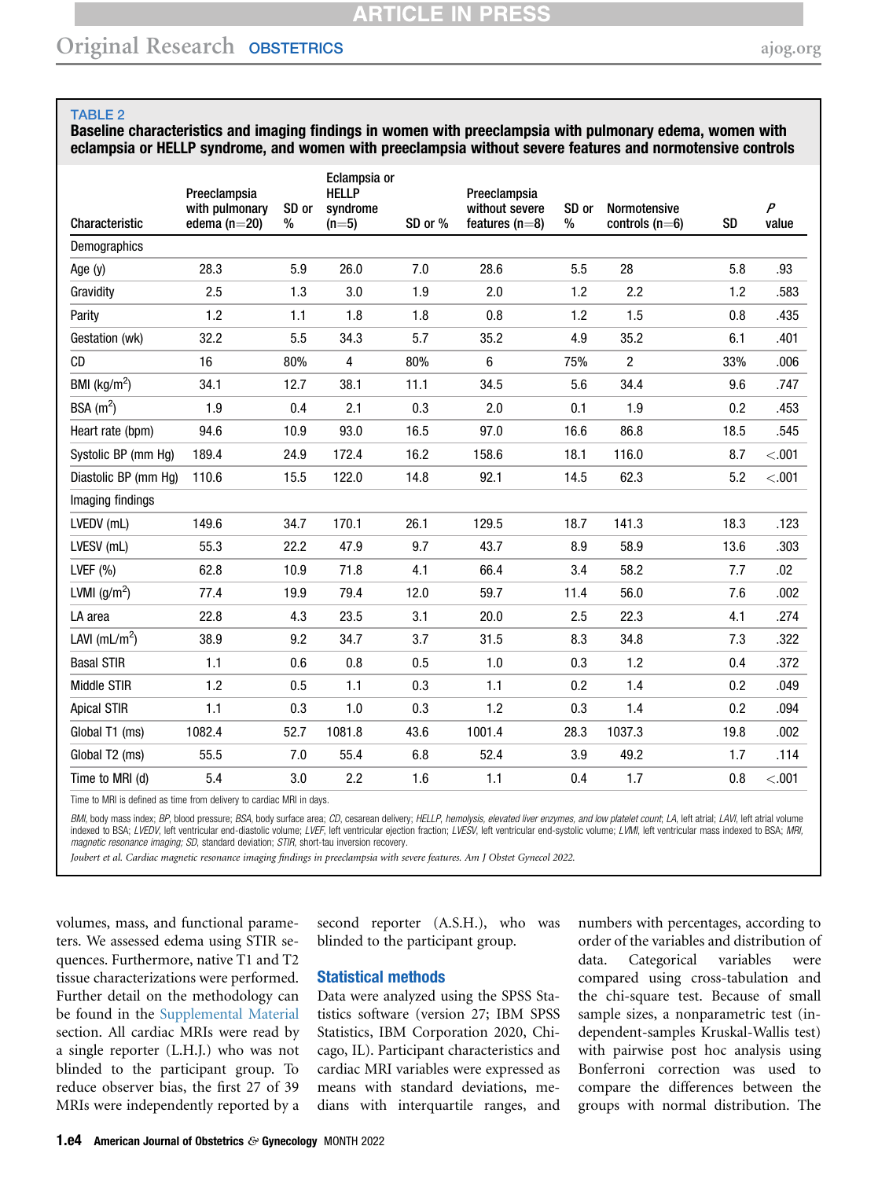**TABLE 2**

**Baseline characteristics and imaging findings in women with preeclampsia with pulmonary edema, women with eclampsia or HELLP syndrome, and women with preeclampsia without severe features and normotensive controls**

| Characteristic | Preeclampsia with pulmonary edema (n=20) | SD or % | Eclampsia or HELLP syndrome (n=5) | SD or % | Preeclampsia without severe features (n=8) | SD or % | Normotensive controls (n=6) | SD | *P* value |
|---|---|---|---|---|---|---|---|---|---|
| Demographics | | | | | | | | | |
| Age (y) | 28.3 | 5.9 | 26.0 | 7.0 | 28.6 | 5.5 | 28 | 5.8 | .93 |
| Gravidity | 2.5 | 1.3 | 3.0 | 1.9 | 2.0 | 1.2 | 2.2 | 1.2 | .583 |
| Parity | 1.2 | 1.1 | 1.8 | 1.8 | 0.8 | 1.2 | 1.5 | 0.8 | .435 |
| Gestation (wk) | 32.2 | 5.5 | 34.3 | 5.7 | 35.2 | 4.9 | 35.2 | 6.1 | .401 |
| CD | 16 | 80% | 4 | 80% | 6 | 75% | 2 | 33% | .006 |
| BMI (kg/m$^2$) | 34.1 | 12.7 | 38.1 | 11.1 | 34.5 | 5.6 | 34.4 | 9.6 | .747 |
| BSA (m$^2$) | 1.9 | 0.4 | 2.1 | 0.3 | 2.0 | 0.1 | 1.9 | 0.2 | .453 |
| Heart rate (bpm) | 94.6 | 10.9 | 93.0 | 16.5 | 97.0 | 16.6 | 86.8 | 18.5 | .545 |
| Systolic BP (mm Hg) | 189.4 | 24.9 | 172.4 | 16.2 | 158.6 | 18.1 | 116.0 | 8.7 | <.001 |
| Diastolic BP (mm Hg) | 110.6 | 15.5 | 122.0 | 14.8 | 92.1 | 14.5 | 62.3 | 5.2 | <.001 |
| Imaging findings | | | | | | | | | |
| LVEDV (mL) | 149.6 | 34.7 | 170.1 | 26.1 | 129.5 | 18.7 | 141.3 | 18.3 | .123 |
| LVESV (mL) | 55.3 | 22.2 | 47.9 | 9.7 | 43.7 | 8.9 | 58.9 | 13.6 | .303 |
| LVEF (%) | 62.8 | 10.9 | 71.8 | 4.1 | 66.4 | 3.4 | 58.2 | 7.7 | .02 |
| LVMI (g/m$^2$) | 77.4 | 19.9 | 79.4 | 12.0 | 59.7 | 11.4 | 56.0 | 7.6 | .002 |
| LA area | 22.8 | 4.3 | 23.5 | 3.1 | 20.0 | 2.5 | 22.3 | 4.1 | .274 |
| LAVI (mL/m$^2$) | 38.9 | 9.2 | 34.7 | 3.7 | 31.5 | 8.3 | 34.8 | 7.3 | .322 |
| Basal STIR | 1.1 | 0.6 | 0.8 | 0.5 | 1.0 | 0.3 | 1.2 | 0.4 | .372 |
| Middle STIR | 1.2 | 0.5 | 1.1 | 0.3 | 1.1 | 0.2 | 1.4 | 0.2 | .049 |
| Apical STIR | 1.1 | 0.3 | 1.0 | 0.3 | 1.2 | 0.3 | 1.4 | 0.2 | .094 |
| Global T1 (ms) | 1082.4 | 52.7 | 1081.8 | 43.6 | 1001.4 | 28.3 | 1037.3 | 19.8 | .002 |
| Global T2 (ms) | 55.5 | 7.0 | 55.4 | 6.8 | 52.4 | 3.9 | 49.2 | 1.7 | .114 |
| Time to MRI (d) | 5.4 | 3.0 | 2.2 | 1.6 | 1.1 | 0.4 | 1.7 | 0.8 | <.001 |

Time to MRI is defined as time from delivery to cardiac MRI in days.

*BMI*, body mass index; *BP*, blood pressure; *BSA*, body surface area; *CD*, cesarean delivery; *HELLP*, hemolysis, elevated liver enzymes, and low platelet count; *LA*, left atrial; *LAVI*, left atrial volume indexed to BSA; *LVEDV*, left ventricular end-diastolic volume; *LVEF*, left ventricular ejection fraction; *LVESV*, left ventricular end-systolic volume; *LVMI*, left ventricular mass indexed to BSA; *MRI*, magnetic resonance imaging; *SD*, standard deviation; *STIR*, short-tau inversion recovery.

*Joubert et al. Cardiac magnetic resonance imaging findings in preeclampsia with severe features. Am J Obstet Gynecol 2022.*

volumes, mass, and functional parameters. We assessed edema using STIR sequences. Furthermore, native T1 and T2 tissue characterizations were performed. Further detail on the methodology can be found in the Supplemental Material section. All cardiac MRIs were read by a single reporter (L.H.J.) who was not blinded to the participant group. To reduce observer bias, the first 27 of 39 MRIs were independently reported by a second reporter (A.S.H.), who was blinded to the participant group.

## Statistical methods

Data were analyzed using the SPSS Statistics software (version 27; IBM SPSS Statistics, IBM Corporation 2020, Chicago, IL). Participant characteristics and cardiac MRI variables were expressed as means with standard deviations, medians with interquartile ranges, and numbers with percentages, according to order of the variables and distribution of data. Categorical variables were compared using cross-tabulation and the chi-square test. Because of small sample sizes, a nonparametric test (independent-samples Kruskal-Wallis test) with pairwise post hoc analysis using Bonferroni correction was used to compare the differences between the groups with normal distribution. The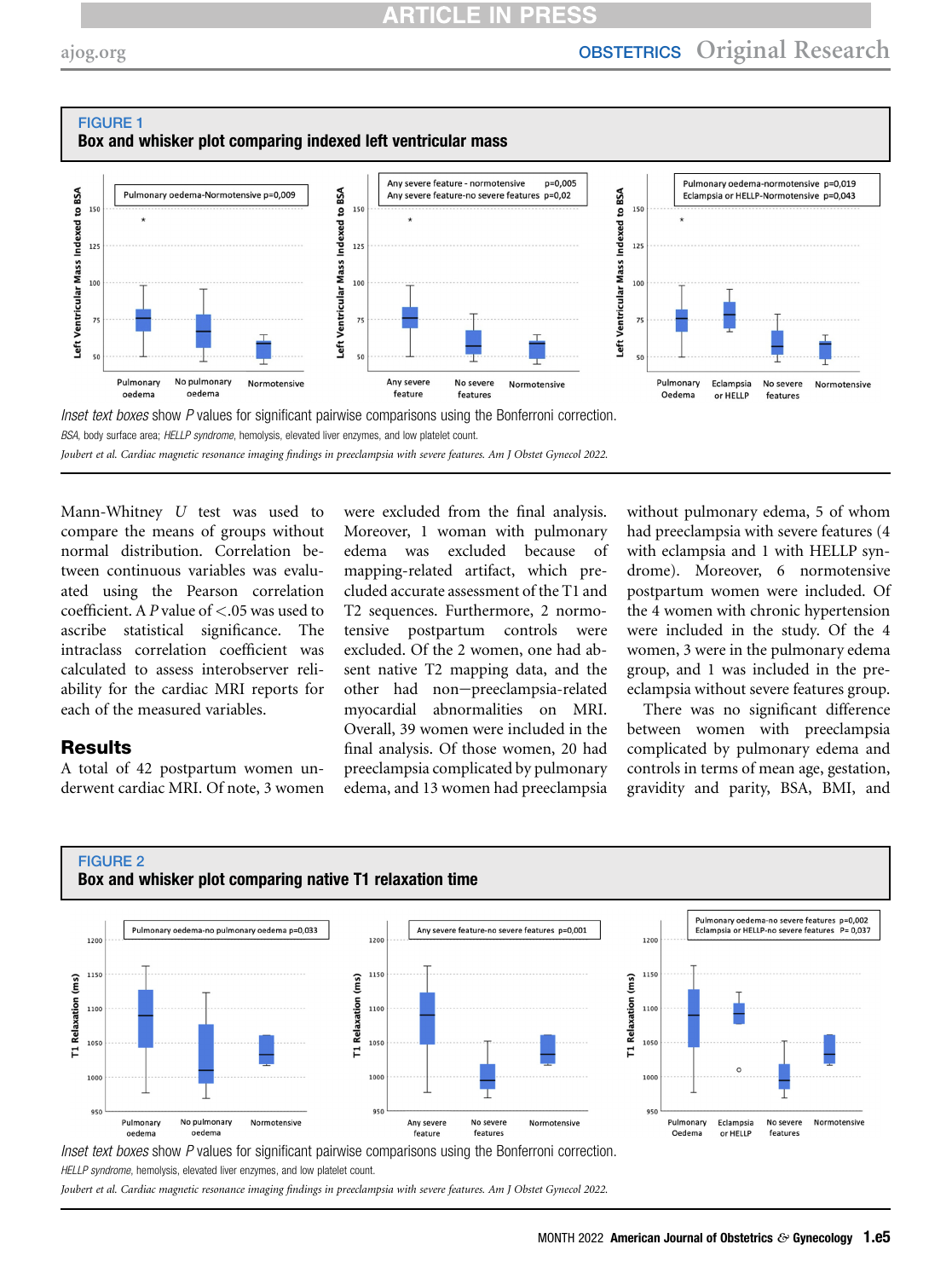FIGURE 1

**Box and whisker plot comparing indexed left ventricular mass**

*Inset text boxes* show *P* values for significant pairwise comparisons using the Bonferroni correction.

*BSA*, body surface area; *HELLP syndrome*, hemolysis, elevated liver enzymes, and low platelet count.

*Joubert et al. Cardiac magnetic resonance imaging findings in preeclampsia with severe features. Am J Obstet Gynecol 2022.*

Mann-Whitney *U* test was used to compare the means of groups without normal distribution. Correlation between continuous variables was evaluated using the Pearson correlation coefficient. A *P* value of <.05 was used to ascribe statistical significance. The intraclass correlation coefficient was calculated to assess interobserver reliability for the cardiac MRI reports for each of the measured variables.

## Results

A total of 42 postpartum women underwent cardiac MRI. Of note, 3 women were excluded from the final analysis. Moreover, 1 woman with pulmonary edema was excluded because of mapping-related artifact, which precluded accurate assessment of the T1 and T2 sequences. Furthermore, 2 normotensive postpartum controls were excluded. Of the 2 women, one had absent native T2 mapping data, and the other had non−preeclampsia-related myocardial abnormalities on MRI. Overall, 39 women were included in the final analysis. Of those women, 20 had preeclampsia complicated by pulmonary edema, and 13 women had preeclampsia without pulmonary edema, 5 of whom had preeclampsia with severe features (4 with eclampsia and 1 with HELLP syndrome). Moreover, 6 normotensive postpartum women were included. Of the 4 women with chronic hypertension were included in the study. Of the 4 women, 3 were in the pulmonary edema group, and 1 was included in the preeclampsia without severe features group.

There was no significant difference between women with preeclampsia complicated by pulmonary edema and controls in terms of mean age, gestation, gravidity and parity, BSA, BMI, and

FIGURE 2

**Box and whisker plot comparing native T1 relaxation time**

*Inset text boxes* show *P* values for significant pairwise comparisons using the Bonferroni correction.

*HELLP syndrome*, hemolysis, elevated liver enzymes, and low platelet count.

*Joubert et al. Cardiac magnetic resonance imaging findings in preeclampsia with severe features. Am J Obstet Gynecol 2022.*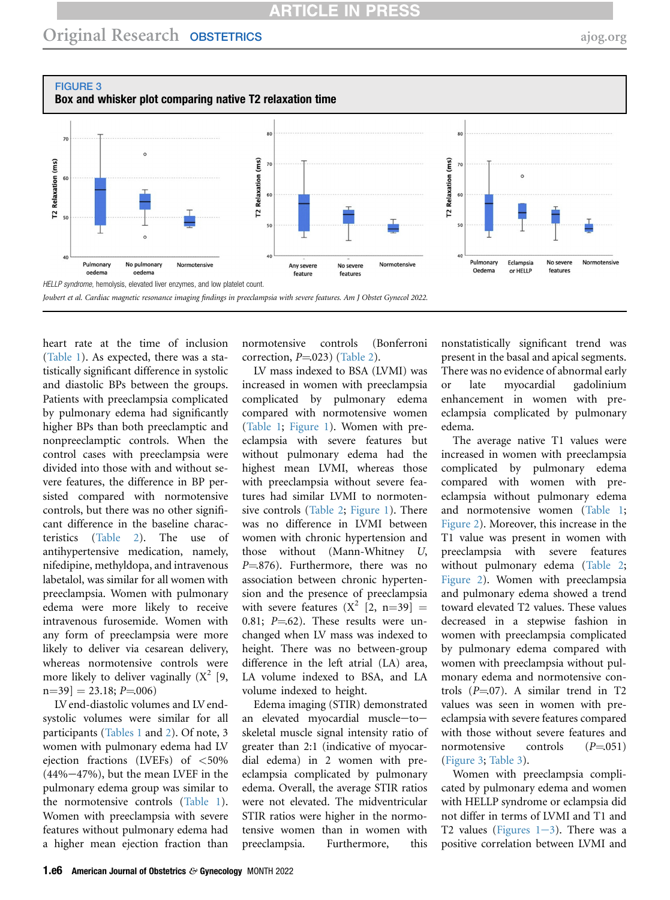**FIGURE 3**
**Box and whisker plot comparing native T2 relaxation time**

*HELLP syndrome*, hemolysis, elevated liver enzymes, and low platelet count.

*Joubert et al. Cardiac magnetic resonance imaging findings in preeclampsia with severe features. Am J Obstet Gynecol 2022.*

heart rate at the time of inclusion (Table 1). As expected, there was a statistically significant difference in systolic and diastolic BPs between the groups. Patients with preeclampsia complicated by pulmonary edema had significantly higher BPs than both preeclamptic and nonpreeclamptic controls. When the control cases with preeclampsia were divided into those with and without severe features, the difference in BP persisted compared with normotensive controls, but there was no other significant difference in the baseline characteristics (Table 2). The use of antihypertensive medication, namely, nifedipine, methyldopa, and intravenous labetalol, was similar for all women with preeclampsia. Women with pulmonary edema were more likely to receive intravenous furosemide. Women with any form of preeclampsia were more likely to deliver via cesarean delivery, whereas normotensive controls were more likely to deliver vaginally ($X^2$ [9, n=39] = 23.18; $P$=.006).

LV end-diastolic volumes and LV end-systolic volumes were similar for all participants (Tables 1 and 2). Of note, 3 women with pulmonary edema had LV ejection fractions (LVEFs) of <50% (44%–47%), but the mean LVEF in the pulmonary edema group was similar to the normotensive controls (Table 1). Women with preeclampsia with severe features without pulmonary edema had a higher mean ejection fraction than normotensive controls (Bonferroni correction, $P$=.023) (Table 2).

LV mass indexed to BSA (LVMI) was increased in women with preeclampsia complicated by pulmonary edema compared with normotensive women (Table 1; Figure 1). Women with preeclampsia with severe features but without pulmonary edema had the highest mean LVMI, whereas those with preeclampsia without severe features had similar LVMI to normotensive controls (Table 2; Figure 1). There was no difference in LVMI between women with chronic hypertension and those without (Mann-Whitney $U$, $P$=.876). Furthermore, there was no association between chronic hypertension and the presence of preeclampsia with severe features ($X^2$ [2, n=39] = 0.81; $P$=.62). These results were unchanged when LV mass was indexed to height. There was no between-group difference in the left atrial (LA) area, LA volume indexed to BSA, and LA volume indexed to height.

Edema imaging (STIR) demonstrated an elevated myocardial muscle–to–skeletal muscle signal intensity ratio of greater than 2:1 (indicative of myocardial edema) in 2 women with preeclampsia complicated by pulmonary edema. Overall, the average STIR ratios were not elevated. The midventricular STIR ratios were higher in the normotensive women than in women with preeclampsia. Furthermore, this nonstatistically significant trend was present in the basal and apical segments. There was no evidence of abnormal early or late myocardial gadolinium enhancement in women with preeclampsia complicated by pulmonary edema.

The average native T1 values were increased in women with preeclampsia complicated by pulmonary edema compared with women with preeclampsia without pulmonary edema and normotensive women (Table 1; Figure 2). Moreover, this increase in the T1 value was present in women with preeclampsia with severe features without pulmonary edema (Table 2; Figure 2). Women with preeclampsia and pulmonary edema showed a trend toward elevated T2 values. These values decreased in a stepwise fashion in women with preeclampsia complicated by pulmonary edema compared with women with preeclampsia without pulmonary edema and normotensive controls ($P$=.07). A similar trend in T2 values was seen in women with preeclampsia with severe features compared with those without severe features and normotensive controls ($P$=.051) (Figure 3; Table 3).

Women with preeclampsia complicated by pulmonary edema and women with HELLP syndrome or eclampsia did not differ in terms of LVMI and T1 and T2 values (Figures 1–3). There was a positive correlation between LVMI and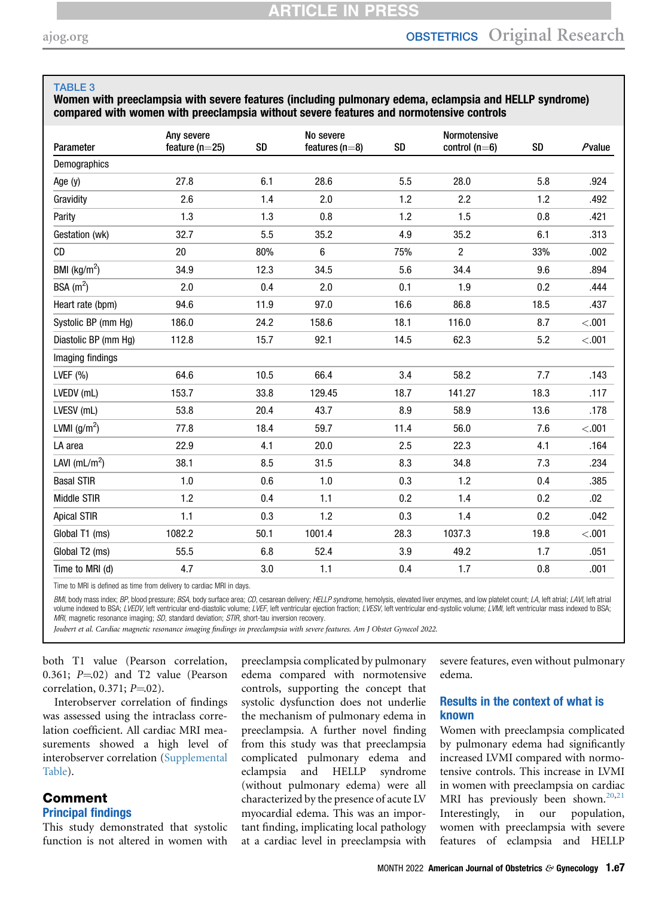**TABLE 3**

**Women with preeclampsia with severe features (including pulmonary edema, eclampsia and HELLP syndrome) compared with women with preeclampsia without severe features and normotensive controls**

| Parameter | Any severe feature (n=25) | SD | No severe features (n=8) | SD | Normotensive control (n=6) | SD | P value |
|---|---|---|---|---|---|---|---|
| Demographics | | | | | | | |
| Age (y) | 27.8 | 6.1 | 28.6 | 5.5 | 28.0 | 5.8 | .924 |
| Gravidity | 2.6 | 1.4 | 2.0 | 1.2 | 2.2 | 1.2 | .492 |
| Parity | 1.3 | 1.3 | 0.8 | 1.2 | 1.5 | 0.8 | .421 |
| Gestation (wk) | 32.7 | 5.5 | 35.2 | 4.9 | 35.2 | 6.1 | .313 |
| CD | 20 | 80% | 6 | 75% | 2 | 33% | .002 |
| BMI (kg/m$^2$) | 34.9 | 12.3 | 34.5 | 5.6 | 34.4 | 9.6 | .894 |
| BSA (m$^2$) | 2.0 | 0.4 | 2.0 | 0.1 | 1.9 | 0.2 | .444 |
| Heart rate (bpm) | 94.6 | 11.9 | 97.0 | 16.6 | 86.8 | 18.5 | .437 |
| Systolic BP (mm Hg) | 186.0 | 24.2 | 158.6 | 18.1 | 116.0 | 8.7 | <.001 |
| Diastolic BP (mm Hg) | 112.8 | 15.7 | 92.1 | 14.5 | 62.3 | 5.2 | <.001 |
| Imaging findings | | | | | | | |
| LVEF (%) | 64.6 | 10.5 | 66.4 | 3.4 | 58.2 | 7.7 | .143 |
| LVEDV (mL) | 153.7 | 33.8 | 129.45 | 18.7 | 141.27 | 18.3 | .117 |
| LVESV (mL) | 53.8 | 20.4 | 43.7 | 8.9 | 58.9 | 13.6 | .178 |
| LVMI (g/m$^2$) | 77.8 | 18.4 | 59.7 | 11.4 | 56.0 | 7.6 | <.001 |
| LA area | 22.9 | 4.1 | 20.0 | 2.5 | 22.3 | 4.1 | .164 |
| LAVI (mL/m$^2$) | 38.1 | 8.5 | 31.5 | 8.3 | 34.8 | 7.3 | .234 |
| Basal STIR | 1.0 | 0.6 | 1.0 | 0.3 | 1.2 | 0.4 | .385 |
| Middle STIR | 1.2 | 0.4 | 1.1 | 0.2 | 1.4 | 0.2 | .02 |
| Apical STIR | 1.1 | 0.3 | 1.2 | 0.3 | 1.4 | 0.2 | .042 |
| Global T1 (ms) | 1082.2 | 50.1 | 1001.4 | 28.3 | 1037.3 | 19.8 | <.001 |
| Global T2 (ms) | 55.5 | 6.8 | 52.4 | 3.9 | 49.2 | 1.7 | .051 |
| Time to MRI (d) | 4.7 | 3.0 | 1.1 | 0.4 | 1.7 | 0.8 | .001 |

Time to MRI is defined as time from delivery to cardiac MRI in days.

*BMI*, body mass index; *BP*, blood pressure; *BSA*, body surface area; *CD*, cesarean delivery; *HELLP syndrome*, hemolysis, elevated liver enzymes, and low platelet count; *LA*, left atrial; *LAVI*, left atrial volume indexed to BSA; *LVEDV*, left ventricular end-diastolic volume; *LVEF*, left ventricular ejection fraction; *LVESV*, left ventricular end-systolic volume; *LVMI*, left ventricular mass indexed to BSA; *MRI*, magnetic resonance imaging; *SD*, standard deviation; *STIR*, short-tau inversion recovery.

*Joubert et al. Cardiac magnetic resonance imaging findings in preeclampsia with severe features. Am J Obstet Gynecol 2022.*

both T1 value (Pearson correlation, 0.361; $P$=.02) and T2 value (Pearson correlation, 0.371; $P$=.02).

Interobserver correlation of findings was assessed using the intraclass correlation coefficient. All cardiac MRI measurements showed a high level of interobserver correlation (Supplemental Table).

## Comment

### Principal findings

This study demonstrated that systolic function is not altered in women with preeclampsia complicated by pulmonary edema compared with normotensive controls, supporting the concept that systolic dysfunction does not underlie the mechanism of pulmonary edema in preeclampsia. A further novel finding from this study was that preeclampsia complicated pulmonary edema and eclampsia and HELLP syndrome (without pulmonary edema) were all characterized by the presence of acute LV myocardial edema. This was an important finding, implicating local pathology at a cardiac level in preeclampsia with severe features, even without pulmonary edema.

### Results in the context of what is known

Women with preeclampsia complicated by pulmonary edema had significantly increased LVMI compared with normotensive controls. This increase in LVMI in women with preeclampsia on cardiac MRI has previously been shown.[20,21] Interestingly, in our population, women with preeclampsia with severe features of eclampsia and HELLP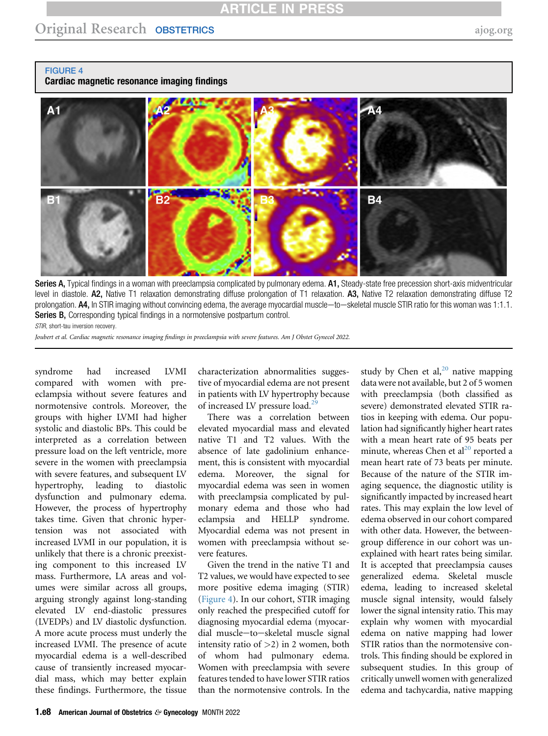**FIGURE 4**
**Cardiac magnetic resonance imaging findings**

**Series A,** Typical findings in a woman with preeclampsia complicated by pulmonary edema. **A1,** Steady-state free precession short-axis midventricular level in diastole. **A2,** Native T1 relaxation demonstrating diffuse prolongation of T1 relaxation. **A3,** Native T2 relaxation demonstrating diffuse T2 prolongation. **A4,** In STIR imaging without convincing edema, the average myocardial muscle—to—skeletal muscle STIR ratio for this woman was 1:1.1. **Series B,** Corresponding typical findings in a normotensive postpartum control.

*STIR*, short-tau inversion recovery.

*Joubert et al. Cardiac magnetic resonance imaging findings in preeclampsia with severe features. Am J Obstet Gynecol 2022.*

syndrome had increased LVMI compared with women with preeclampsia without severe features and normotensive controls. Moreover, the groups with higher LVMI had higher systolic and diastolic BPs. This could be interpreted as a correlation between pressure load on the left ventricle, more severe in the women with preeclampsia with severe features, and subsequent LV hypertrophy, leading to diastolic dysfunction and pulmonary edema. However, the process of hypertrophy takes time. Given that chronic hypertension was not associated with increased LVMI in our population, it is unlikely that there is a chronic preexisting component to this increased LV mass. Furthermore, LA areas and volumes were similar across all groups, arguing strongly against long-standing elevated LV end-diastolic pressures (LVEDPs) and LV diastolic dysfunction. A more acute process must underly the increased LVMI. The presence of acute myocardial edema is a well-described cause of transiently increased myocardial mass, which may better explain these findings. Furthermore, the tissue characterization abnormalities suggestive of myocardial edema are not present in patients with LV hypertrophy because of increased LV pressure load.[29]

There was a correlation between elevated myocardial mass and elevated native T1 and T2 values. With the absence of late gadolinium enhancement, this is consistent with myocardial edema. Moreover, the signal for myocardial edema was seen in women with preeclampsia complicated by pulmonary edema and those who had eclampsia and HELLP syndrome. Myocardial edema was not present in women with preeclampsia without severe features.

Given the trend in the native T1 and T2 values, we would have expected to see more positive edema imaging (STIR) (Figure 4). In our cohort, STIR imaging only reached the prespecified cutoff for diagnosing myocardial edema (myocardial muscle—to—skeletal muscle signal intensity ratio of >2) in 2 women, both of whom had pulmonary edema. Women with preeclampsia with severe features tended to have lower STIR ratios than the normotensive controls. In the study by Chen et al,[20] native mapping data were not available, but 2 of 5 women with preeclampsia (both classified as severe) demonstrated elevated STIR ratios in keeping with edema. Our population had significantly higher heart rates with a mean heart rate of 95 beats per minute, whereas Chen et al[20] reported a mean heart rate of 73 beats per minute. Because of the nature of the STIR imaging sequence, the diagnostic utility is significantly impacted by increased heart rates. This may explain the low level of edema observed in our cohort compared with other data. However, the between-group difference in our cohort was unexplained with heart rates being similar. It is accepted that preeclampsia causes generalized edema. Skeletal muscle edema, leading to increased skeletal muscle signal intensity, would falsely lower the signal intensity ratio. This may explain why women with myocardial edema on native mapping had lower STIR ratios than the normotensive controls. This finding should be explored in subsequent studies. In this group of critically unwell women with generalized edema and tachycardia, native mapping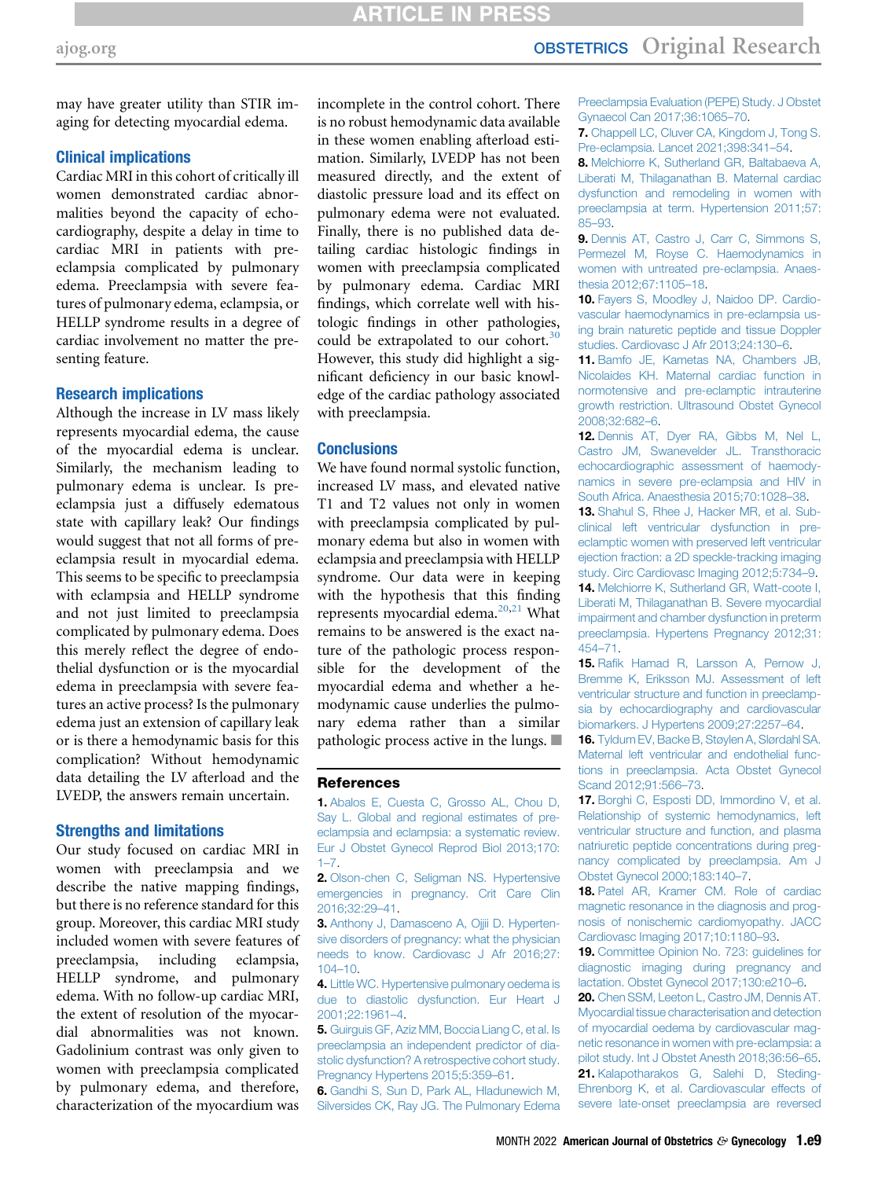may have greater utility than STIR imaging for detecting myocardial edema.

## Clinical implications

Cardiac MRI in this cohort of critically ill women demonstrated cardiac abnormalities beyond the capacity of echocardiography, despite a delay in time to cardiac MRI in patients with preeclampsia complicated by pulmonary edema. Preeclampsia with severe features of pulmonary edema, eclampsia, or HELLP syndrome results in a degree of cardiac involvement no matter the presenting feature.

## Research implications

Although the increase in LV mass likely represents myocardial edema, the cause of the myocardial edema is unclear. Similarly, the mechanism leading to pulmonary edema is unclear. Is preeclampsia just a diffusely edematous state with capillary leak? Our findings would suggest that not all forms of preeclampsia result in myocardial edema. This seems to be specific to preeclampsia with eclampsia and HELLP syndrome and not just limited to preeclampsia complicated by pulmonary edema. Does this merely reflect the degree of endothelial dysfunction or is the myocardial edema in preeclampsia with severe features an active process? Is the pulmonary edema just an extension of capillary leak or is there a hemodynamic basis for this complication? Without hemodynamic data detailing the LV afterload and the LVEDP, the answers remain uncertain.

## Strengths and limitations

Our study focused on cardiac MRI in women with preeclampsia and we describe the native mapping findings, but there is no reference standard for this group. Moreover, this cardiac MRI study included women with severe features of preeclampsia, including eclampsia, HELLP syndrome, and pulmonary edema. With no follow-up cardiac MRI, the extent of resolution of the myocardial abnormalities was not known. Gadolinium contrast was only given to women with preeclampsia complicated by pulmonary edema, and therefore, characterization of the myocardium was incomplete in the control cohort. There is no robust hemodynamic data available in these women enabling afterload estimation. Similarly, LVEDP has not been measured directly, and the extent of diastolic pressure load and its effect on pulmonary edema were not evaluated. Finally, there is no published data detailing cardiac histologic findings in women with preeclampsia complicated by pulmonary edema. Cardiac MRI findings, which correlate well with histologic findings in other pathologies, could be extrapolated to our cohort.[30] However, this study did highlight a significant deficiency in our basic knowledge of the cardiac pathology associated with preeclampsia.

## Conclusions

We have found normal systolic function, increased LV mass, and elevated native T1 and T2 values not only in women with preeclampsia complicated by pulmonary edema but also in women with eclampsia and preeclampsia with HELLP syndrome. Our data were in keeping with the hypothesis that this finding represents myocardial edema.[20,21] What remains to be answered is the exact nature of the pathologic process responsible for the development of the myocardial edema and whether a hemodynamic cause underlies the pulmonary edema rather than a similar pathologic process active in the lungs. ■

## References

1. Abalos E, Cuesta C, Grosso AL, Chou D, Say L. Global and regional estimates of preeclampsia and eclampsia: a systematic review. Eur J Obstet Gynecol Reprod Biol 2013;170:1–7.
2. Olson-chen C, Seligman NS. Hypertensive emergencies in pregnancy. Crit Care Clin 2016;32:29–41.
3. Anthony J, Damasceno A, Ojjii D. Hypertensive disorders of pregnancy: what the physician needs to know. Cardiovasc J Afr 2016;27:104–10.
4. Little WC. Hypertensive pulmonary oedema is due to diastolic dysfunction. Eur Heart J 2001;22:1961–4.
5. Guirguis GF, Aziz MM, Boccia Liang C, et al. Is preeclampsia an independent predictor of diastolic dysfunction? A retrospective cohort study. Pregnancy Hypertens 2015;5:359–61.
6. Gandhi S, Sun D, Park AL, Hladunewich M, Silversides CK, Ray JG. The Pulmonary Edema Preeclampsia Evaluation (PEPE) Study. J Obstet Gynaecol Can 2017;36:1065–70.
7. Chappell LC, Cluver CA, Kingdom J, Tong S. Pre-eclampsia. Lancet 2021;398:341–54.
8. Melchiorre K, Sutherland GR, Baltabaeva A, Liberati M, Thilaganathan B. Maternal cardiac dysfunction and remodeling in women with preeclampsia at term. Hypertension 2011;57:85–93.
9. Dennis AT, Castro J, Carr C, Simmons S, Permezel M, Royse C. Haemodynamics in women with untreated pre-eclampsia. Anaesthesia 2012;67:1105–18.
10. Fayers S, Moodley J, Naidoo DP. Cardiovascular haemodynamics in pre-eclampsia using brain naturetic peptide and tissue Doppler studies. Cardiovasc J Afr 2013;24:130–6.
11. Bamfo JE, Kametas NA, Chambers JB, Nicolaides KH. Maternal cardiac function in normotensive and pre-eclamptic intrauterine growth restriction. Ultrasound Obstet Gynecol 2008;32:682–6.
12. Dennis AT, Dyer RA, Gibbs M, Nel L, Castro JM, Swanevelder JL. Transthoracic echocardiographic assessment of haemodynamics in severe pre-eclampsia and HIV in South Africa. Anaesthesia 2015;70:1028–38.
13. Shahul S, Rhee J, Hacker MR, et al. Subclinical left ventricular dysfunction in preeclamptic women with preserved left ventricular ejection fraction: a 2D speckle-tracking imaging study. Circ Cardiovasc Imaging 2012;5:734–9.
14. Melchiorre K, Sutherland GR, Watt-coote I, Liberati M, Thilaganathan B. Severe myocardial impairment and chamber dysfunction in preterm preeclampsia. Hypertens Pregnancy 2012;31:454–71.
15. Rafik Hamad R, Larsson A, Pernow J, Bremme K, Eriksson MJ. Assessment of left ventricular structure and function in preeclampsia by echocardiography and cardiovascular biomarkers. J Hypertens 2009;27:2257–64.
16. Tyldum EV, Backe B, Støylen A, Slørdahl SA. Maternal left ventricular and endothelial functions in preeclampsia. Acta Obstet Gynecol Scand 2012;91:566–73.
17. Borghi C, Esposti DD, Immordino V, et al. Relationship of systemic hemodynamics, left ventricular structure and function, and plasma natriuretic peptide concentrations during pregnancy complicated by preeclampsia. Am J Obstet Gynecol 2000;183:140–7.
18. Patel AR, Kramer CM. Role of cardiac magnetic resonance in the diagnosis and prognosis of nonischemic cardiomyopathy. JACC Cardiovasc Imaging 2017;10:1180–93.
19. Committee Opinion No. 723: guidelines for diagnostic imaging during pregnancy and lactation. Obstet Gynecol 2017;130:e210–6.
20. Chen SSM, Leeton L, Castro JM, Dennis AT. Myocardial tissue characterisation and detection of myocardial oedema by cardiovascular magnetic resonance in women with pre-eclampsia: a pilot study. Int J Obstet Anesth 2018;36:56–65.
21. Kalapotharakos G, Salehi D, Steding-Ehrenborg K, et al. Cardiovascular effects of severe late-onset preeclampsia are reversed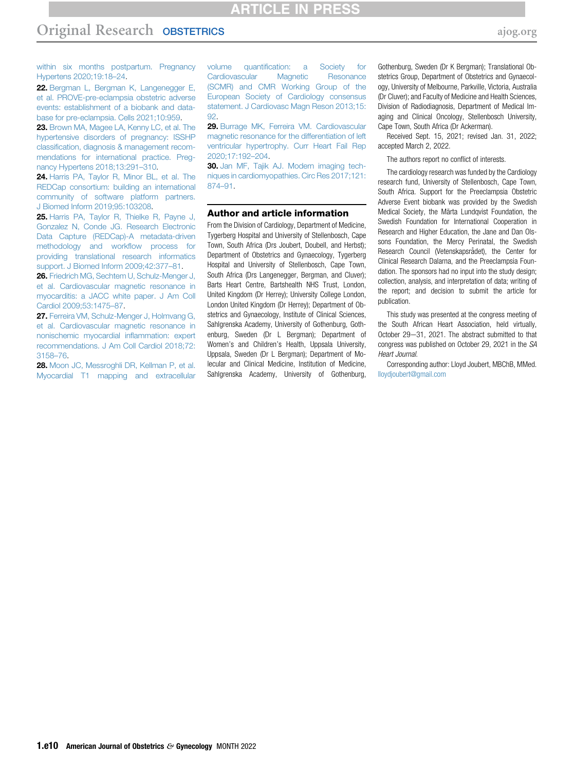within six months postpartum. Pregnancy Hypertens 2020;19:18–24.

22. Bergman L, Bergman K, Langenegger E, et al. PROVE-pre-eclampsia obstetric adverse events: establishment of a biobank and database for pre-eclampsia. Cells 2021;10:959.

23. Brown MA, Magee LA, Kenny LC, et al. The hypertensive disorders of pregnancy: ISSHP classification, diagnosis & management recommendations for international practice. Pregnancy Hypertens 2018;13:291–310.

24. Harris PA, Taylor R, Minor BL, et al. The REDCap consortium: building an international community of software platform partners. J Biomed Inform 2019;95:103208.

25. Harris PA, Taylor R, Thielke R, Payne J, Gonzalez N, Conde JG. Research Electronic Data Capture (REDCap)-A metadata-driven methodology and workflow process for providing translational research informatics support. J Biomed Inform 2009;42:377–81.

26. Friedrich MG, Sechtem U, Schulz-Menger J, et al. Cardiovascular magnetic resonance in myocarditis: a JACC white paper. J Am Coll Cardiol 2009;53:1475–87.

27. Ferreira VM, Schulz-Menger J, Holmvang G, et al. Cardiovascular magnetic resonance in nonischemic myocardial inflammation: expert recommendations. J Am Coll Cardiol 2018;72:3158–76.

28. Moon JC, Messroghli DR, Kellman P, et al. Myocardial T1 mapping and extracellular volume quantification: a Society for Cardiovascular Magnetic Resonance (SCMR) and CMR Working Group of the European Society of Cardiology consensus statement. J Cardiovasc Magn Reson 2013;15:92.

29. Burrage MK, Ferreira VM. Cardiovascular magnetic resonance for the differentiation of left ventricular hypertrophy. Curr Heart Fail Rep 2020;17:192–204.

30. Jan MF, Tajik AJ. Modern imaging techniques in cardiomyopathies. Circ Res 2017;121:874–91.

## Author and article information

From the Division of Cardiology, Department of Medicine, Tygerberg Hospital and University of Stellenbosch, Cape Town, South Africa (Drs Joubert, Doubell, and Herbst); Department of Obstetrics and Gynaecology, Tygerberg Hospital and University of Stellenbosch, Cape Town, South Africa (Drs Langenegger, Bergman, and Cluver); Barts Heart Centre, Bartshealth NHS Trust, London, United Kingdom (Dr Herrey); University College London, London United Kingdom (Dr Herrey); Department of Obstetrics and Gynaecology, Institute of Clinical Sciences, Sahlgrenska Academy, University of Gothenburg, Gothenburg, Sweden (Dr L Bergman); Department of Women's and Children's Health, Uppsala University, Uppsala, Sweden (Dr L Bergman); Department of Molecular and Clinical Medicine, Institution of Medicine, Sahlgrenska Academy, University of Gothenburg, Gothenburg, Sweden (Dr K Bergman); Translational Obstetrics Group, Department of Obstetrics and Gynaecology, University of Melbourne, Parkville, Victoria, Australia (Dr Cluver); and Faculty of Medicine and Health Sciences, Division of Radiodiagnosis, Department of Medical Imaging and Clinical Oncology, Stellenbosch University, Cape Town, South Africa (Dr Ackerman).

Received Sept. 15, 2021; revised Jan. 31, 2022; accepted March 2, 2022.

The authors report no conflict of interests.

The cardiology research was funded by the Cardiology research fund, University of Stellenbosch, Cape Town, South Africa. Support for the Preeclampsia Obstetric Adverse Event biobank was provided by the Swedish Medical Society, the Märta Lundqvist Foundation, the Swedish Foundation for International Cooperation in Research and Higher Education, the Jane and Dan Olssons Foundation, the Mercy Perinatal, the Swedish Research Council (Vetenskapsrådet), the Center for Clinical Research Dalarna, and the Preeclampsia Foundation. The sponsors had no input into the study design; collection, analysis, and interpretation of data; writing of the report; and decision to submit the article for publication.

This study was presented at the congress meeting of the South African Heart Association, held virtually, October 29–31, 2021. The abstract submitted to that congress was published on October 29, 2021 in the *SA Heart Journal*.

Corresponding author: Lloyd Joubert, MBChB, MMed. lloydjoubert@gmail.com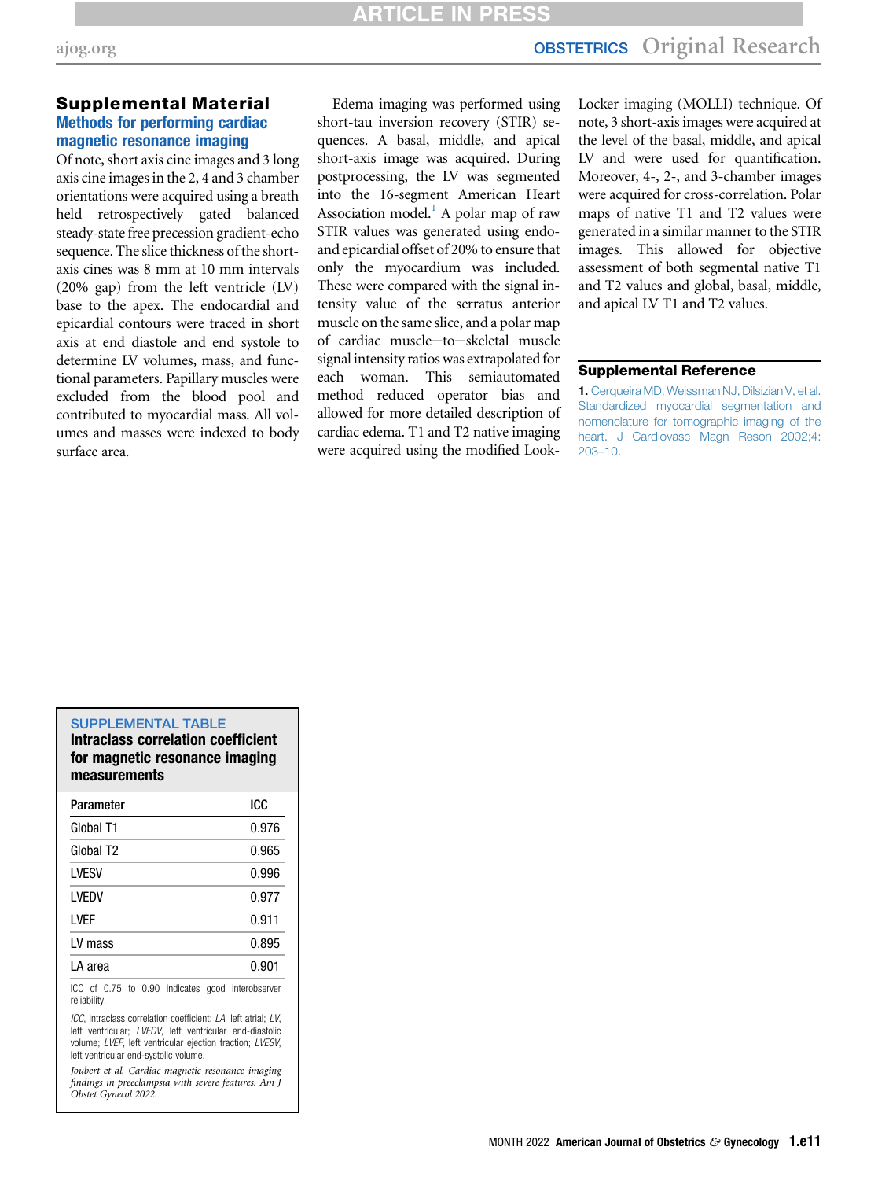## Supplemental Material

### Methods for performing cardiac magnetic resonance imaging

Of note, short axis cine images and 3 long axis cine images in the 2, 4 and 3 chamber orientations were acquired using a breath held retrospectively gated balanced steady-state free precession gradient-echo sequence. The slice thickness of the short-axis cines was 8 mm at 10 mm intervals (20% gap) from the left ventricle (LV) base to the apex. The endocardial and epicardial contours were traced in short axis at end diastole and end systole to determine LV volumes, mass, and functional parameters. Papillary muscles were excluded from the blood pool and contributed to myocardial mass. All volumes and masses were indexed to body surface area.

Edema imaging was performed using short-tau inversion recovery (STIR) sequences. A basal, middle, and apical short-axis image was acquired. During postprocessing, the LV was segmented into the 16-segment American Heart Association model.[1] A polar map of raw STIR values was generated using endo- and epicardial offset of 20% to ensure that only the myocardium was included. These were compared with the signal intensity value of the serratus anterior muscle on the same slice, and a polar map of cardiac muscle–to–skeletal muscle signal intensity ratios was extrapolated for each woman. This semiautomated method reduced operator bias and allowed for more detailed description of cardiac edema. T1 and T2 native imaging were acquired using the modified Look-Locker imaging (MOLLI) technique. Of note, 3 short-axis images were acquired at the level of the basal, middle, and apical LV and were used for quantification. Moreover, 4-, 2-, and 3-chamber images were acquired for cross-correlation. Polar maps of native T1 and T2 values were generated in a similar manner to the STIR images. This allowed for objective assessment of both segmental native T1 and T2 values and global, basal, middle, and apical LV T1 and T2 values.

## Supplemental Reference

1. Cerqueira MD, Weissman NJ, Dilsizian V, et al. Standardized myocardial segmentation and nomenclature for tomographic imaging of the heart. J Cardiovasc Magn Reson 2002;4:203–10.

**SUPPLEMENTAL TABLE**
**Intraclass correlation coefficient for magnetic resonance imaging measurements**

| Parameter | ICC |
|---|---|
| Global T1 | 0.976 |
| Global T2 | 0.965 |
| LVESV | 0.996 |
| LVEDV | 0.977 |
| LVEF | 0.911 |
| LV mass | 0.895 |
| LA area | 0.901 |

ICC of 0.75 to 0.90 indicates good interobserver reliability.

*ICC*, intraclass correlation coefficient; *LA*, left atrial; *LV*, left ventricular; *LVEDV*, left ventricular end-diastolic volume; *LVEF*, left ventricular ejection fraction; *LVESV*, left ventricular end-systolic volume.

*Joubert et al. Cardiac magnetic resonance imaging findings in preeclampsia with severe features. Am J Obstet Gynecol 2022.*